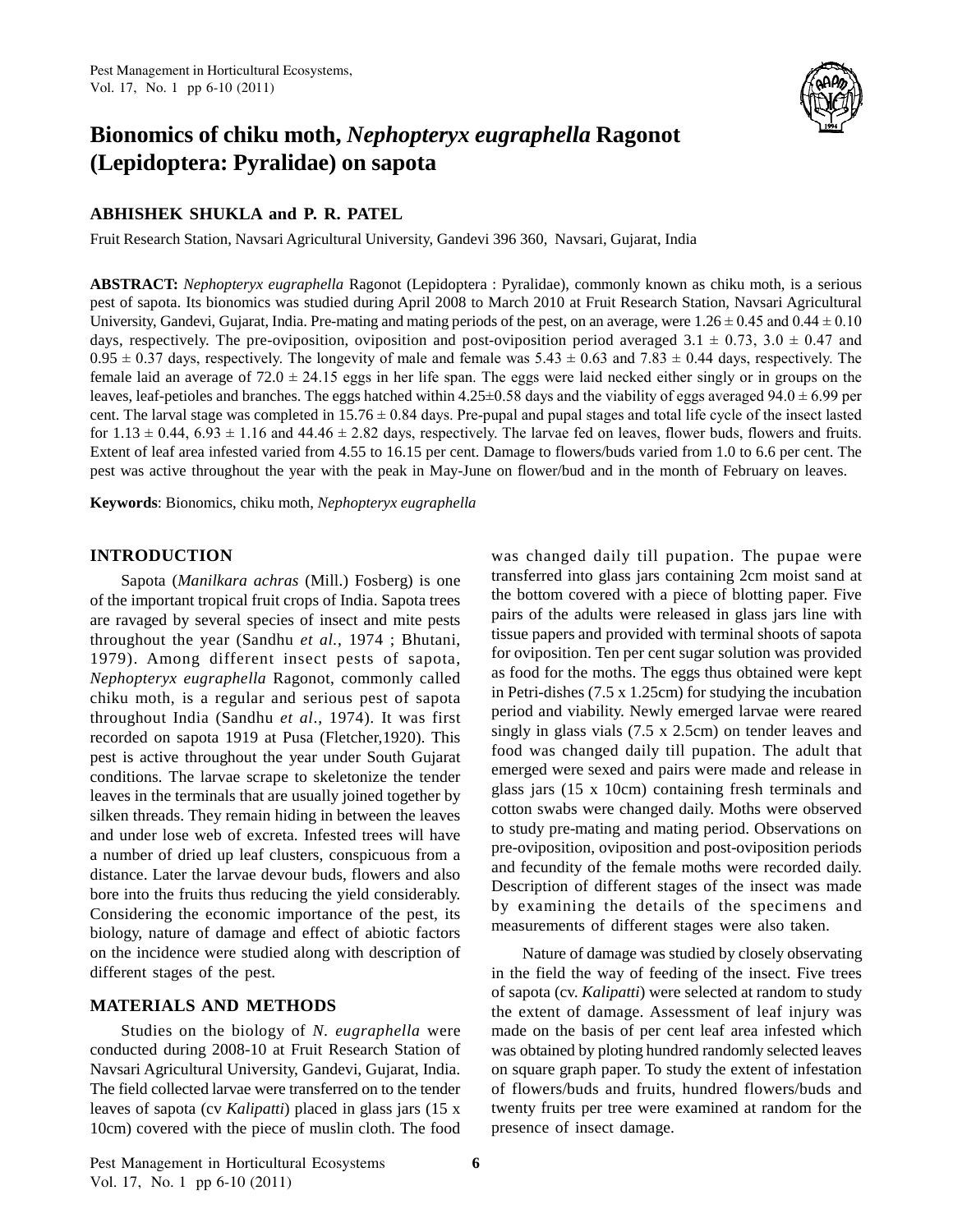# Bionomics of chiku moth, *Nephopteryx eugraphella* Ragonot (Lepidoptera: Pyralidae) on sapota

**ABHISHEK SHUKLA and P. R. PATEL**

Fruit Research Station, Navsari Agricultural University, Gandevi 396 360, Navsari, Gujarat, India

**ABSTRACT:** *Nephopteryx eugraphella* Ragonot (Lepidoptera : Pyralidae), commonly known as chiku moth, is a serious pest of sapota. Its bionomics was studied during April 2008 to March 2010 at Fruit Research Station, Navsari Agricultural University, Gandevi, Gujarat, India. Pre-mating and mating periods of the pest, on an average, were $1.26 \pm 0.45$ and $0.44 \pm 0.10$ days, respectively. The pre-oviposition, oviposition and post-oviposition period averaged $3.1 \pm 0.73$, $3.0 \pm 0.47$ and $0.95 \pm 0.37$ days, respectively. The longevity of male and female was $5.43 \pm 0.63$ and $7.83 \pm 0.44$ days, respectively. The female laid an average of $72.0 \pm 24.15$ eggs in her life span. The eggs were laid necked either singly or in groups on the leaves, leaf-petioles and branches. The eggs hatched within $4.25 \pm 0.58$ days and the viability of eggs averaged $94.0 \pm 6.99$ per cent. The larval stage was completed in $15.76 \pm 0.84$ days. Pre-pupal and pupal stages and total life cycle of the insect lasted for $1.13 \pm 0.44$, $6.93 \pm 1.16$ and $44.46 \pm 2.82$ days, respectively. The larvae fed on leaves, flower buds, flowers and fruits. Extent of leaf area infested varied from 4.55 to 16.15 per cent. Damage to flowers/buds varied from 1.0 to 6.6 per cent. The pest was active throughout the year with the peak in May-June on flower/bud and in the month of February on leaves.

**Keywords**: Bionomics, chiku moth, *Nephopteryx eugraphella*

## INTRODUCTION

Sapota (*Manilkara achras* (Mill.) Fosberg) is one of the important tropical fruit crops of India. Sapota trees are ravaged by several species of insect and mite pests throughout the year (Sandhu *et al.*, 1974 ; Bhutani, 1979). Among different insect pests of sapota, *Nephopteryx eugraphella* Ragonot, commonly called chiku moth, is a regular and serious pest of sapota throughout India (Sandhu *et al*., 1974). It was first recorded on sapota 1919 at Pusa (Fletcher,1920). This pest is active throughout the year under South Gujarat conditions. The larvae scrape to skeletonize the tender leaves in the terminals that are usually joined together by silken threads. They remain hiding in between the leaves and under lose web of excreta. Infested trees will have a number of dried up leaf clusters, conspicuous from a distance. Later the larvae devour buds, flowers and also bore into the fruits thus reducing the yield considerably. Considering the economic importance of the pest, its biology, nature of damage and effect of abiotic factors on the incidence were studied along with description of different stages of the pest.

## MATERIALS AND METHODS

Studies on the biology of *N. eugraphella* were conducted during 2008-10 at Fruit Research Station of Navsari Agricultural University, Gandevi, Gujarat, India. The field collected larvae were transferred on to the tender leaves of sapota (cv *Kalipatti*) placed in glass jars (15 x 10cm) covered with the piece of muslin cloth. The food was changed daily till pupation. The pupae were transferred into glass jars containing 2cm moist sand at the bottom covered with a piece of blotting paper. Five pairs of the adults were released in glass jars line with tissue papers and provided with terminal shoots of sapota for oviposition. Ten per cent sugar solution was provided as food for the moths. The eggs thus obtained were kept in Petri-dishes (7.5 x 1.25cm) for studying the incubation period and viability. Newly emerged larvae were reared singly in glass vials (7.5 x 2.5cm) on tender leaves and food was changed daily till pupation. The adult that emerged were sexed and pairs were made and release in glass jars (15 x 10cm) containing fresh terminals and cotton swabs were changed daily. Moths were observed to study pre-mating and mating period. Observations on pre-oviposition, oviposition and post-oviposition periods and fecundity of the female moths were recorded daily. Description of different stages of the insect was made by examining the details of the specimens and measurements of different stages were also taken.

Nature of damage was studied by closely observating in the field the way of feeding of the insect. Five trees of sapota (cv. *Kalipatti*) were selected at random to study the extent of damage. Assessment of leaf injury was made on the basis of per cent leaf area infested which was obtained by ploting hundred randomly selected leaves on square graph paper. To study the extent of infestation of flowers/buds and fruits, hundred flowers/buds and twenty fruits per tree were examined at random for the presence of insect damage.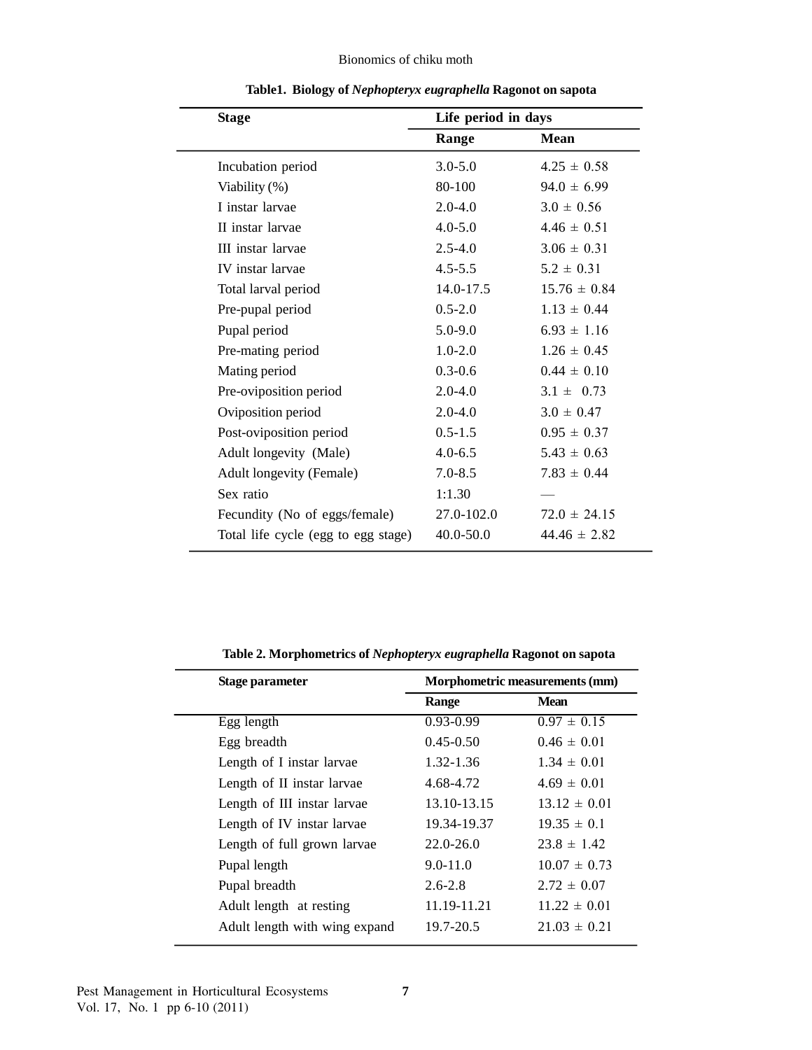**Table1. Biology of *Nephopteryx eugraphella* Ragonot on sapota**

| Stage | Life period in days | |
|---|---|---|
| | Range | Mean |
| Incubation period | 3.0-5.0 | 4.25 ± 0.58 |
| Viability (%) | 80-100 | 94.0 ± 6.99 |
| I instar larvae | 2.0-4.0 | 3.0 ± 0.56 |
| II instar larvae | 4.0-5.0 | 4.46 ± 0.51 |
| III instar larvae | 2.5-4.0 | 3.06 ± 0.31 |
| IV instar larvae | 4.5-5.5 | 5.2 ± 0.31 |
| Total larval period | 14.0-17.5 | 15.76 ± 0.84 |
| Pre-pupal period | 0.5-2.0 | 1.13 ± 0.44 |
| Pupal period | 5.0-9.0 | 6.93 ± 1.16 |
| Pre-mating period | 1.0-2.0 | 1.26 ± 0.45 |
| Mating period | 0.3-0.6 | 0.44 ± 0.10 |
| Pre-oviposition period | 2.0-4.0 | 3.1 ± 0.73 |
| Oviposition period | 2.0-4.0 | 3.0 ± 0.47 |
| Post-oviposition period | 0.5-1.5 | 0.95 ± 0.37 |
| Adult longevity (Male) | 4.0-6.5 | 5.43 ± 0.63 |
| Adult longevity (Female) | 7.0-8.5 | 7.83 ± 0.44 |
| Sex ratio | 1:1.30 | — |
| Fecundity (No of eggs/female) | 27.0-102.0 | 72.0 ± 24.15 |
| Total life cycle (egg to egg stage) | 40.0-50.0 | 44.46 ± 2.82 |

**Table 2. Morphometrics of *Nephopteryx eugraphella* Ragonot on sapota**

| Stage parameter | Morphometric measurements (mm) | |
|---|---|---|
| | Range | Mean |
| Egg length | 0.93-0.99 | 0.97 ± 0.15 |
| Egg breadth | 0.45-0.50 | 0.46 ± 0.01 |
| Length of I instar larvae | 1.32-1.36 | 1.34 ± 0.01 |
| Length of II instar larvae | 4.68-4.72 | 4.69 ± 0.01 |
| Length of III instar larvae | 13.10-13.15 | 13.12 ± 0.01 |
| Length of IV instar larvae | 19.34-19.37 | 19.35 ± 0.1 |
| Length of full grown larvae | 22.0-26.0 | 23.8 ± 1.42 |
| Pupal length | 9.0-11.0 | 10.07 ± 0.73 |
| Pupal breadth | 2.6-2.8 | 2.72 ± 0.07 |
| Adult length at resting | 11.19-11.21 | 11.22 ± 0.01 |
| Adult length with wing expand | 19.7-20.5 | 21.03 ± 0.21 |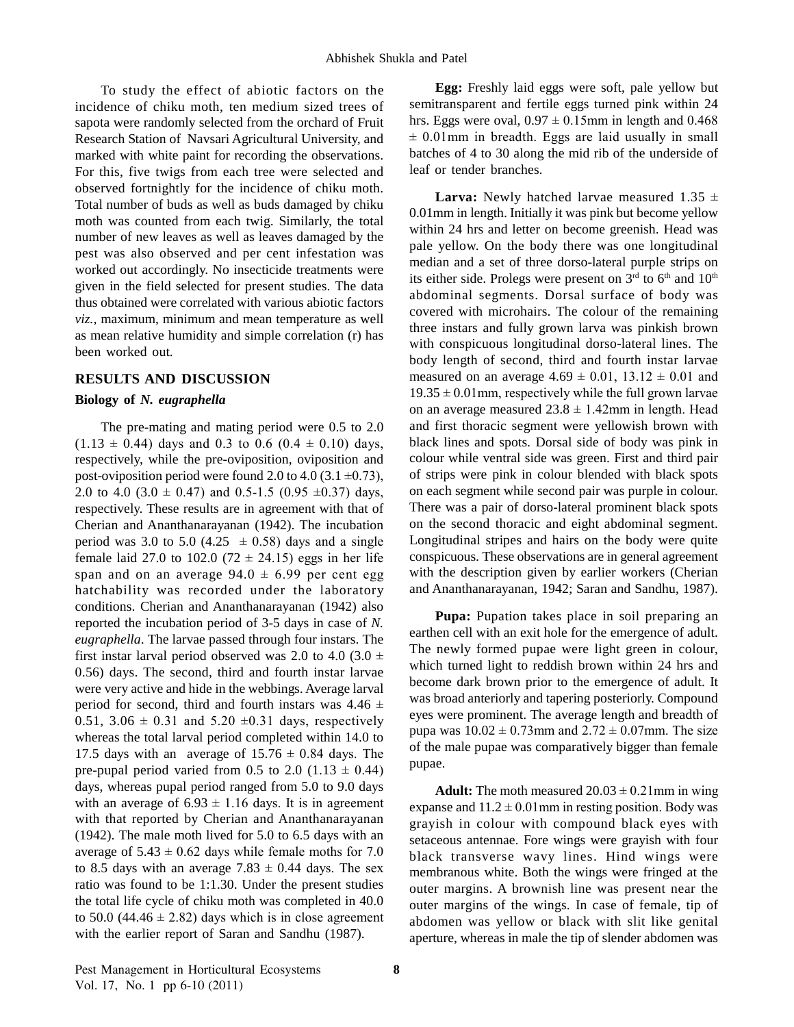To study the effect of abiotic factors on the incidence of chiku moth, ten medium sized trees of sapota were randomly selected from the orchard of Fruit Research Station of Navsari Agricultural University, and marked with white paint for recording the observations. For this, five twigs from each tree were selected and observed fortnightly for the incidence of chiku moth. Total number of buds as well as buds damaged by chiku moth was counted from each twig. Similarly, the total number of new leaves as well as leaves damaged by the pest was also observed and per cent infestation was worked out accordingly. No insecticide treatments were given in the field selected for present studies. The data thus obtained were correlated with various abiotic factors *viz.*, maximum, minimum and mean temperature as well as mean relative humidity and simple correlation (r) has been worked out.

## RESULTS AND DISCUSSION

### Biology of *N. eugraphella*

The pre-mating and mating period were 0.5 to 2.0 (1.13 ± 0.44) days and 0.3 to 0.6 (0.4 ± 0.10) days, respectively, while the pre-oviposition, oviposition and post-oviposition period were found 2.0 to 4.0 (3.1 ±0.73), 2.0 to 4.0 (3.0 ± 0.47) and 0.5-1.5 (0.95 ±0.37) days, respectively. These results are in agreement with that of Cherian and Ananthanarayanan (1942). The incubation period was 3.0 to 5.0 (4.25 ± 0.58) days and a single female laid 27.0 to 102.0 (72 ± 24.15) eggs in her life span and on an average 94.0 ± 6.99 per cent egg hatchability was recorded under the laboratory conditions. Cherian and Ananthanarayanan (1942) also reported the incubation period of 3-5 days in case of *N. eugraphella*. The larvae passed through four instars. The first instar larval period observed was 2.0 to 4.0 (3.0 ± 0.56) days. The second, third and fourth instar larvae were very active and hide in the webbings. Average larval period for second, third and fourth instars was 4.46 ± 0.51, 3.06 ± 0.31 and 5.20 ±0.31 days, respectively whereas the total larval period completed within 14.0 to 17.5 days with an average of 15.76 ± 0.84 days. The pre-pupal period varied from 0.5 to 2.0 (1.13 ± 0.44) days, whereas pupal period ranged from 5.0 to 9.0 days with an average of 6.93 ± 1.16 days. It is in agreement with that reported by Cherian and Ananthanarayanan (1942). The male moth lived for 5.0 to 6.5 days with an average of 5.43 ± 0.62 days while female moths for 7.0 to 8.5 days with an average 7.83 ± 0.44 days. The sex ratio was found to be 1:1.30. Under the present studies the total life cycle of chiku moth was completed in 40.0 to 50.0 (44.46 ± 2.82) days which is in close agreement with the earlier report of Saran and Sandhu (1987).

**Egg:** Freshly laid eggs were soft, pale yellow but semitransparent and fertile eggs turned pink within 24 hrs. Eggs were oval, 0.97 ± 0.15mm in length and 0.468 ± 0.01mm in breadth. Eggs are laid usually in small batches of 4 to 30 along the mid rib of the underside of leaf or tender branches.

**Larva:** Newly hatched larvae measured 1.35 ± 0.01mm in length. Initially it was pink but become yellow within 24 hrs and letter on become greenish. Head was pale yellow. On the body there was one longitudinal median and a set of three dorso-lateral purple strips on its either side. Prolegs were present on 3rd to 6th and 10th abdominal segments. Dorsal surface of body was covered with microhairs. The colour of the remaining three instars and fully grown larva was pinkish brown with conspicuous longitudinal dorso-lateral lines. The body length of second, third and fourth instar larvae measured on an average 4.69 ± 0.01, 13.12 ± 0.01 and 19.35 ± 0.01mm, respectively while the full grown larvae on an average measured 23.8 ± 1.42mm in length. Head and first thoracic segment were yellowish brown with black lines and spots. Dorsal side of body was pink in colour while ventral side was green. First and third pair of strips were pink in colour blended with black spots on each segment while second pair was purple in colour. There was a pair of dorso-lateral prominent black spots on the second thoracic and eight abdominal segment. Longitudinal stripes and hairs on the body were quite conspicuous. These observations are in general agreement with the description given by earlier workers (Cherian and Ananthanarayanan, 1942; Saran and Sandhu, 1987).

**Pupa:** Pupation takes place in soil preparing an earthen cell with an exit hole for the emergence of adult. The newly formed pupae were light green in colour, which turned light to reddish brown within 24 hrs and become dark brown prior to the emergence of adult. It was broad anteriorly and tapering posteriorly. Compound eyes were prominent. The average length and breadth of pupa was 10.02 ± 0.73mm and 2.72 ± 0.07mm. The size of the male pupae was comparatively bigger than female pupae.

**Adult:** The moth measured 20.03 ± 0.21mm in wing expanse and 11.2 ± 0.01mm in resting position. Body was grayish in colour with compound black eyes with setaceous antennae. Fore wings were grayish with four black transverse wavy lines. Hind wings were membranous white. Both the wings were fringed at the outer margins. A brownish line was present near the outer margins of the wings. In case of female, tip of abdomen was yellow or black with slit like genital aperture, whereas in male the tip of slender abdomen was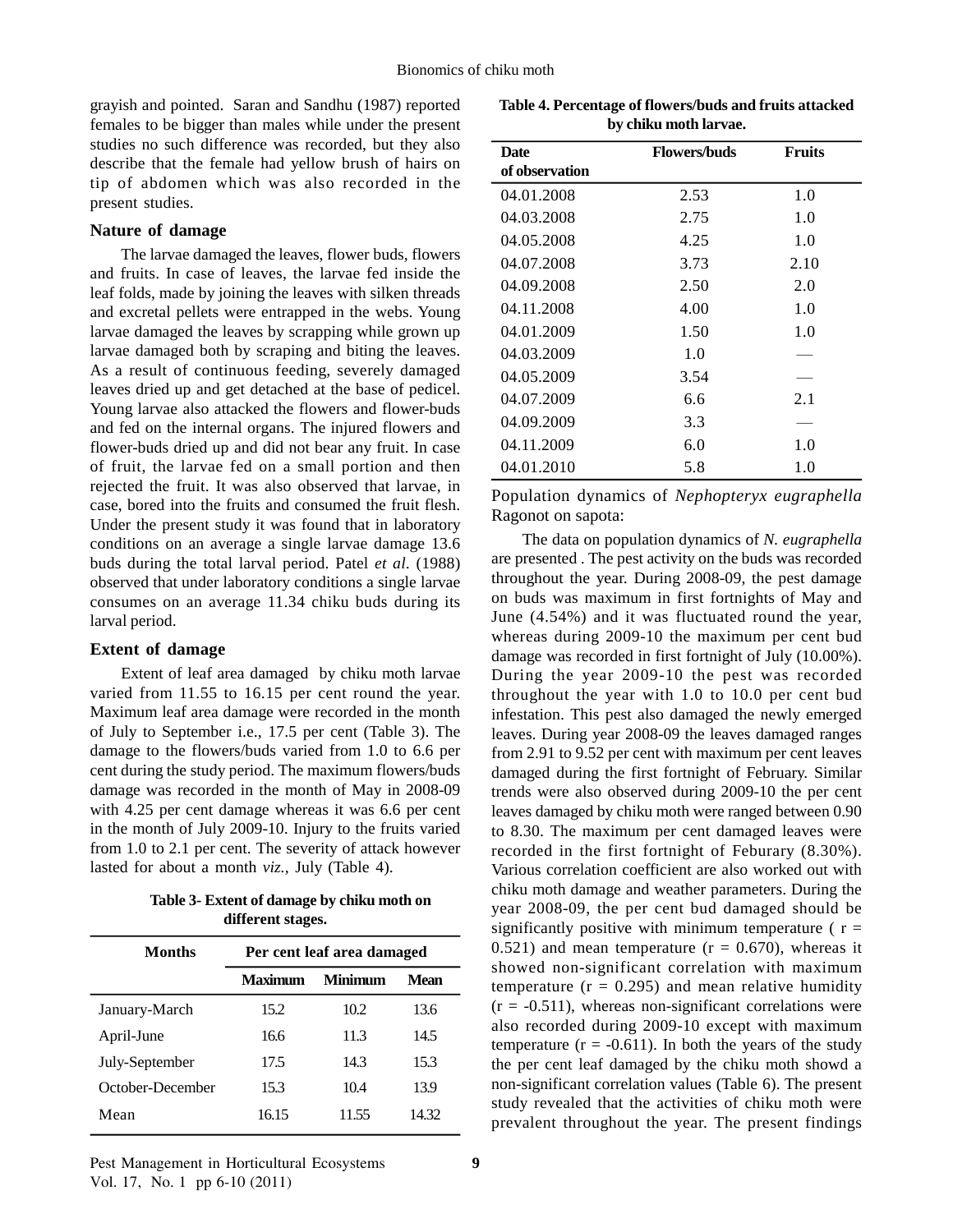grayish and pointed. Saran and Sandhu (1987) reported females to be bigger than males while under the present studies no such difference was recorded, but they also describe that the female had yellow brush of hairs on tip of abdomen which was also recorded in the present studies.

### Nature of damage

The larvae damaged the leaves, flower buds, flowers and fruits. In case of leaves, the larvae fed inside the leaf folds, made by joining the leaves with silken threads and excretal pellets were entrapped in the webs. Young larvae damaged the leaves by scrapping while grown up larvae damaged both by scraping and biting the leaves. As a result of continuous feeding, severely damaged leaves dried up and get detached at the base of pedicel. Young larvae also attacked the flowers and flower-buds and fed on the internal organs. The injured flowers and flower-buds dried up and did not bear any fruit. In case of fruit, the larvae fed on a small portion and then rejected the fruit. It was also observed that larvae, in case, bored into the fruits and consumed the fruit flesh. Under the present study it was found that in laboratory conditions on an average a single larvae damage 13.6 buds during the total larval period. Patel *et al.* (1988) observed that under laboratory conditions a single larvae consumes on an average 11.34 chiku buds during its larval period.

### Extent of damage

Extent of leaf area damaged by chiku moth larvae varied from 11.55 to 16.15 per cent round the year. Maximum leaf area damage were recorded in the month of July to September i.e., 17.5 per cent (Table 3). The damage to the flowers/buds varied from 1.0 to 6.6 per cent during the study period. The maximum flowers/buds damage was recorded in the month of May in 2008-09 with 4.25 per cent damage whereas it was 6.6 per cent in the month of July 2009-10. Injury to the fruits varied from 1.0 to 2.1 per cent. The severity of attack however lasted for about a month *viz.*, July (Table 4).

**Table 3- Extent of damage by chiku moth on different stages.**

| Months | Per cent leaf area damaged | | |
|---|---|---|---|
| | Maximum | Minimum | Mean |
| January-March | 15.2 | 10.2 | 13.6 |
| April-June | 16.6 | 11.3 | 14.5 |
| July-September | 17.5 | 14.3 | 15.3 |
| October-December | 15.3 | 10.4 | 13.9 |
| Mean | 16.15 | 11.55 | 14.32 |

**Table 4. Percentage of flowers/buds and fruits attacked by chiku moth larvae.**

| Date of observation | Flowers/buds | Fruits |
|---|---|---|
| 04.01.2008 | 2.53 | 1.0 |
| 04.03.2008 | 2.75 | 1.0 |
| 04.05.2008 | 4.25 | 1.0 |
| 04.07.2008 | 3.73 | 2.10 |
| 04.09.2008 | 2.50 | 2.0 |
| 04.11.2008 | 4.00 | 1.0 |
| 04.01.2009 | 1.50 | 1.0 |
| 04.03.2009 | 1.0 | — |
| 04.05.2009 | 3.54 | — |
| 04.07.2009 | 6.6 | 2.1 |
| 04.09.2009 | 3.3 | — |
| 04.11.2009 | 6.0 | 1.0 |
| 04.01.2010 | 5.8 | 1.0 |

Population dynamics of *Nephopteryx eugraphella* Ragonot on sapota:

The data on population dynamics of *N. eugraphella* are presented . The pest activity on the buds was recorded throughout the year. During 2008-09, the pest damage on buds was maximum in first fortnights of May and June (4.54%) and it was fluctuated round the year, whereas during 2009-10 the maximum per cent bud damage was recorded in first fortnight of July (10.00%). During the year 2009-10 the pest was recorded throughout the year with 1.0 to 10.0 per cent bud infestation. This pest also damaged the newly emerged leaves. During year 2008-09 the leaves damaged ranges from 2.91 to 9.52 per cent with maximum per cent leaves damaged during the first fortnight of February. Similar trends were also observed during 2009-10 the per cent leaves damaged by chiku moth were ranged between 0.90 to 8.30. The maximum per cent damaged leaves were recorded in the first fortnight of Feburary (8.30%). Various correlation coefficient are also worked out with chiku moth damage and weather parameters. During the year 2008-09, the per cent bud damaged should be significantly positive with minimum temperature ( $r = 0.521$) and mean temperature ($r = 0.670$), whereas it showed non-significant correlation with maximum temperature ($r = 0.295$) and mean relative humidity ($r = -0.511$), whereas non-significant correlations were also recorded during 2009-10 except with maximum temperature ($r = -0.611$). In both the years of the study the per cent leaf damaged by the chiku moth showd a non-significant correlation values (Table 6). The present study revealed that the activities of chiku moth were prevalent throughout the year. The present findings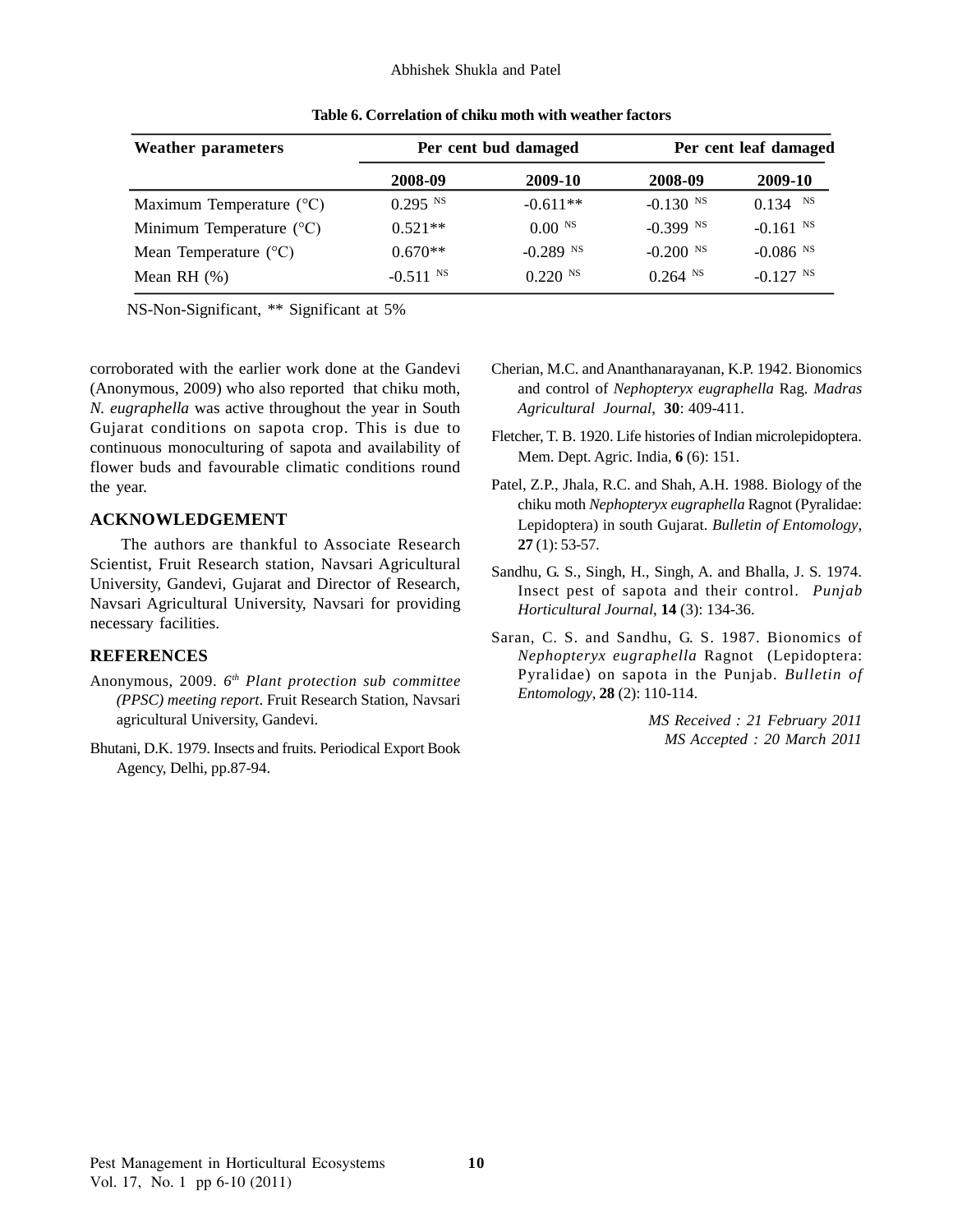**Table 6. Correlation of chiku moth with weather factors**

| Weather parameters | Per cent bud damaged | | Per cent leaf damaged | |
|---|---|---|---|---|
| | 2008-09 | 2009-10 | 2008-09 | 2009-10 |
| Maximum Temperature (°C) | 0.295 NS | -0.611** | -0.130 NS | 0.134 NS |
| Minimum Temperature (°C) | 0.521** | 0.00 NS | -0.399 NS | -0.161 NS |
| Mean Temperature (°C) | 0.670** | -0.289 NS | -0.200 NS | -0.086 NS |
| Mean RH (%) | -0.511 NS | 0.220 NS | 0.264 NS | -0.127 NS |

NS-Non-Significant, ** Significant at 5%

corroborated with the earlier work done at the Gandevi (Anonymous, 2009) who also reported that chiku moth, *N. eugraphella* was active throughout the year in South Gujarat conditions on sapota crop. This is due to continuous monoculturing of sapota and availability of flower buds and favourable climatic conditions round the year.

## ACKNOWLEDGEMENT

The authors are thankful to Associate Research Scientist, Fruit Research station, Navsari Agricultural University, Gandevi, Gujarat and Director of Research, Navsari Agricultural University, Navsari for providing necessary facilities.

## REFERENCES

Anonymous, 2009. 6th *Plant protection sub committee (PPSC) meeting report*. Fruit Research Station, Navsari agricultural University, Gandevi.

Bhutani, D.K. 1979. Insects and fruits. Periodical Export Book Agency, Delhi, pp.87-94.

Cherian, M.C. and Ananthanarayanan, K.P. 1942. Bionomics and control of *Nephopteryx eugraphella* Rag. *Madras Agricultural Journal*, **30**: 409-411.

Fletcher, T. B. 1920. Life histories of Indian microlepidoptera. Mem. Dept. Agric. India, **6** (6): 151.

Patel, Z.P., Jhala, R.C. and Shah, A.H. 1988. Biology of the chiku moth *Nephopteryx eugraphella* Ragnot (Pyralidae: Lepidoptera) in south Gujarat. *Bulletin of Entomology*, **27** (1): 53-57.

Sandhu, G. S., Singh, H., Singh, A. and Bhalla, J. S. 1974. Insect pest of sapota and their control. *Punjab Horticultural Journal*, **14** (3): 134-36.

Saran, C. S. and Sandhu, G. S. 1987. Bionomics of *Nephopteryx eugraphella* Ragnot (Lepidoptera: Pyralidae) on sapota in the Punjab. *Bulletin of Entomology*, **28** (2): 110-114.

*MS Received : 21 February 2011*
*MS Accepted : 20 March 2011*